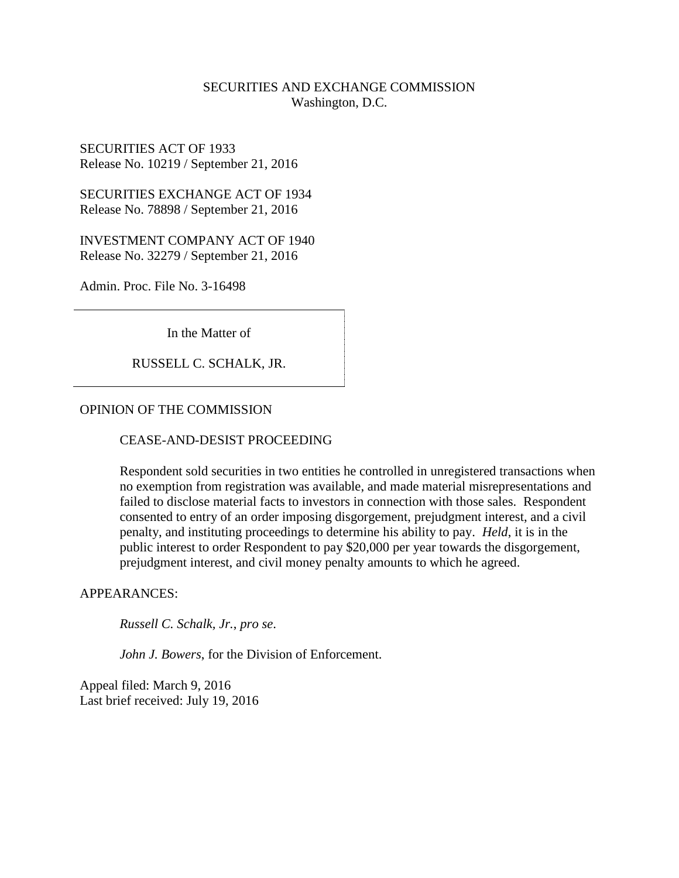SECURITIES AND EXCHANGE COMMISSION
Washington, D.C.

SECURITIES ACT OF 1933
Release No. 10219 / September 21, 2016

SECURITIES EXCHANGE ACT OF 1934
Release No. 78898 / September 21, 2016

INVESTMENT COMPANY ACT OF 1940
Release No. 32279 / September 21, 2016

Admin. Proc. File No. 3-16498

In the Matter of

RUSSELL C. SCHALK, JR.

OPINION OF THE COMMISSION

CEASE-AND-DESIST PROCEEDING

Respondent sold securities in two entities he controlled in unregistered transactions when no exemption from registration was available, and made material misrepresentations and failed to disclose material facts to investors in connection with those sales. Respondent consented to entry of an order imposing disgorgement, prejudgment interest, and a civil penalty, and instituting proceedings to determine his ability to pay. *Held*, it is in the public interest to order Respondent to pay $20,000 per year towards the disgorgement, prejudgment interest, and civil money penalty amounts to which he agreed.

APPEARANCES:

*Russell C. Schalk, Jr.*, *pro se*.

*John J. Bowers*, for the Division of Enforcement.

Appeal filed: March 9, 2016
Last brief received: July 19, 2016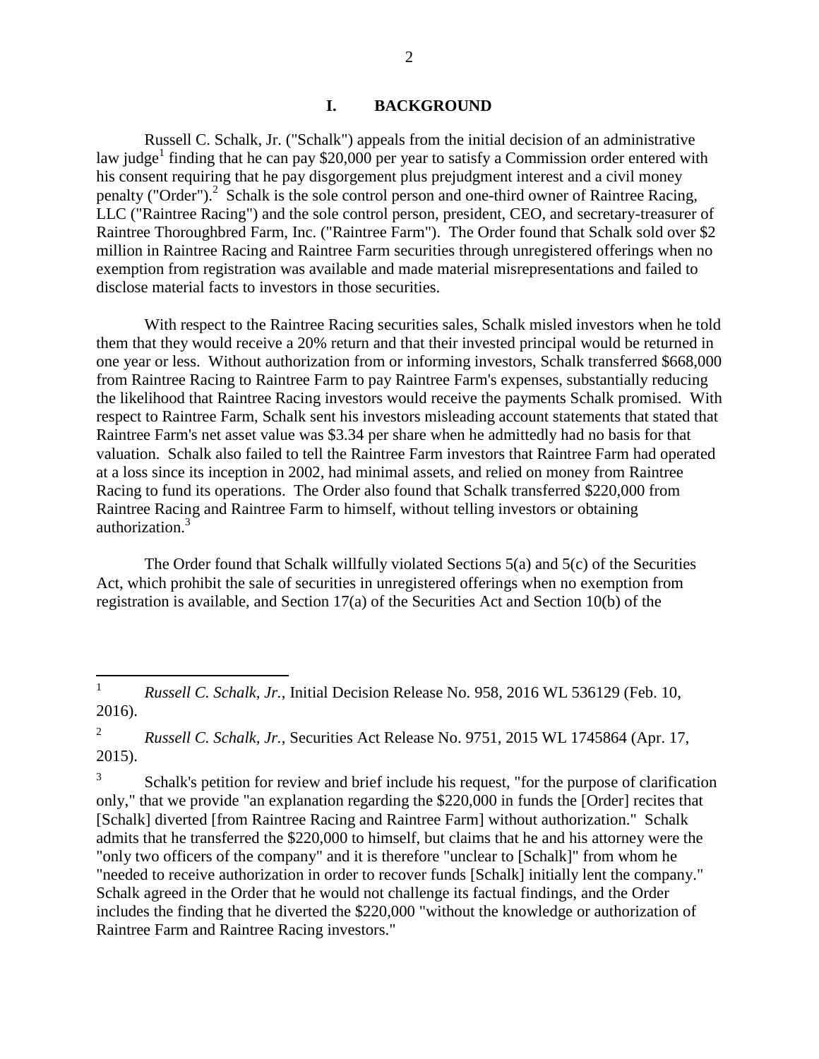## I. BACKGROUND

Russell C. Schalk, Jr. ("Schalk") appeals from the initial decision of an administrative law judge[1] finding that he can pay $20,000 per year to satisfy a Commission order entered with his consent requiring that he pay disgorgement plus prejudgment interest and a civil money penalty ("Order").[2] Schalk is the sole control person and one-third owner of Raintree Racing, LLC ("Raintree Racing") and the sole control person, president, CEO, and secretary-treasurer of Raintree Thoroughbred Farm, Inc. ("Raintree Farm"). The Order found that Schalk sold over $2 million in Raintree Racing and Raintree Farm securities through unregistered offerings when no exemption from registration was available and made material misrepresentations and failed to disclose material facts to investors in those securities.

With respect to the Raintree Racing securities sales, Schalk misled investors when he told them that they would receive a 20% return and that their invested principal would be returned in one year or less. Without authorization from or informing investors, Schalk transferred $668,000 from Raintree Racing to Raintree Farm to pay Raintree Farm's expenses, substantially reducing the likelihood that Raintree Racing investors would receive the payments Schalk promised. With respect to Raintree Farm, Schalk sent his investors misleading account statements that stated that Raintree Farm's net asset value was $3.34 per share when he admittedly had no basis for that valuation. Schalk also failed to tell the Raintree Farm investors that Raintree Farm had operated at a loss since its inception in 2002, had minimal assets, and relied on money from Raintree Racing to fund its operations. The Order also found that Schalk transferred $220,000 from Raintree Racing and Raintree Farm to himself, without telling investors or obtaining authorization.[3]

The Order found that Schalk willfully violated Sections 5(a) and 5(c) of the Securities Act, which prohibit the sale of securities in unregistered offerings when no exemption from registration is available, and Section 17(a) of the Securities Act and Section 10(b) of the

---

[1] *Russell C. Schalk, Jr.*, Initial Decision Release No. 958, 2016 WL 536129 (Feb. 10, 2016).

[2] *Russell C. Schalk, Jr.*, Securities Act Release No. 9751, 2015 WL 1745864 (Apr. 17, 2015).

[3] Schalk's petition for review and brief include his request, "for the purpose of clarification only," that we provide "an explanation regarding the $220,000 in funds the [Order] recites that [Schalk] diverted [from Raintree Racing and Raintree Farm] without authorization." Schalk admits that he transferred the $220,000 to himself, but claims that he and his attorney were the "only two officers of the company" and it is therefore "unclear to [Schalk]" from whom he "needed to receive authorization in order to recover funds [Schalk] initially lent the company." Schalk agreed in the Order that he would not challenge its factual findings, and the Order includes the finding that he diverted the $220,000 "without the knowledge or authorization of Raintree Farm and Raintree Racing investors."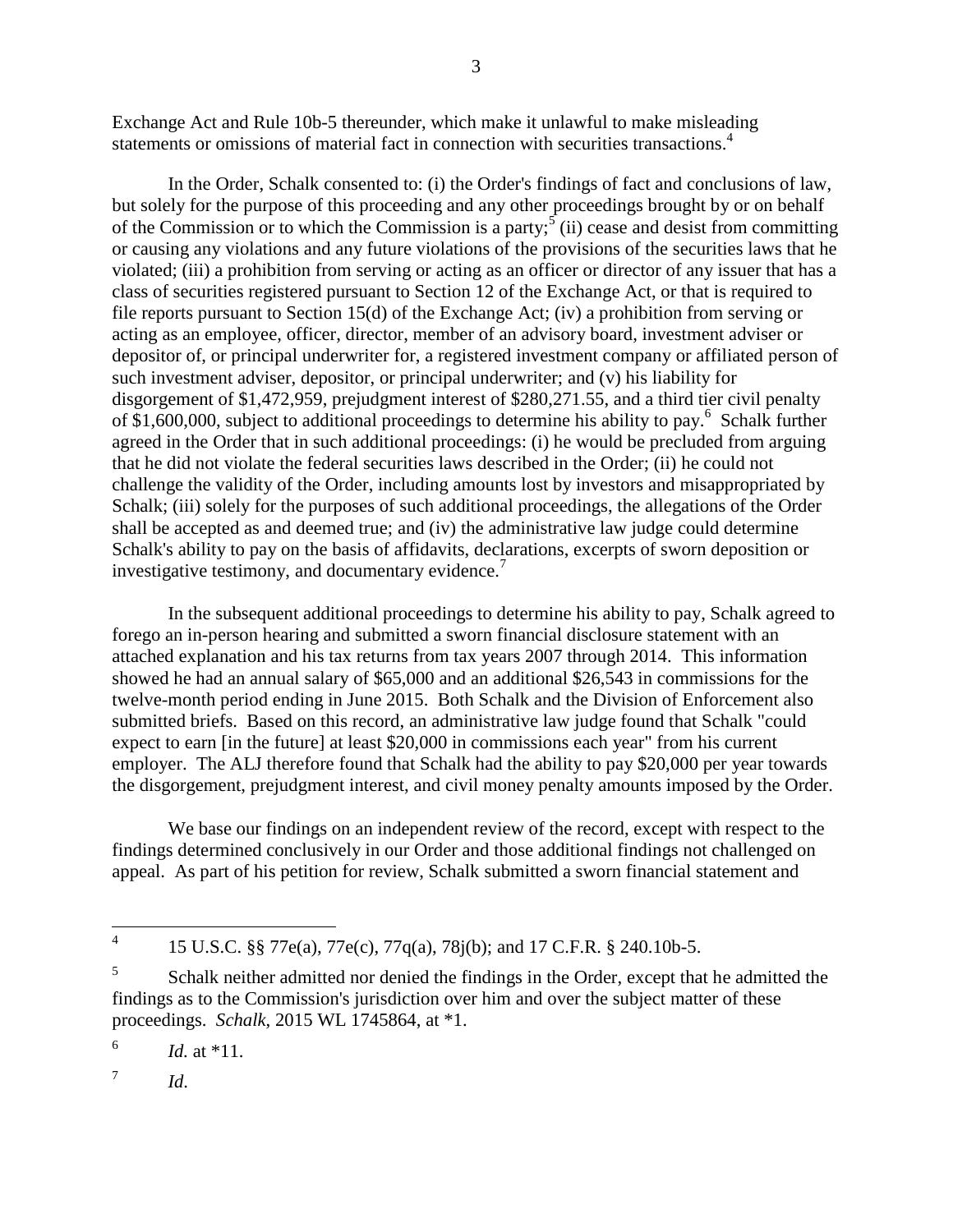Exchange Act and Rule 10b-5 thereunder, which make it unlawful to make misleading statements or omissions of material fact in connection with securities transactions.[4]

In the Order, Schalk consented to: (i) the Order's findings of fact and conclusions of law, but solely for the purpose of this proceeding and any other proceedings brought by or on behalf of the Commission or to which the Commission is a party;[5] (ii) cease and desist from committing or causing any violations and any future violations of the provisions of the securities laws that he violated; (iii) a prohibition from serving or acting as an officer or director of any issuer that has a class of securities registered pursuant to Section 12 of the Exchange Act, or that is required to file reports pursuant to Section 15(d) of the Exchange Act; (iv) a prohibition from serving or acting as an employee, officer, director, member of an advisory board, investment adviser or depositor of, or principal underwriter for, a registered investment company or affiliated person of such investment adviser, depositor, or principal underwriter; and (v) his liability for disgorgement of $1,472,959, prejudgment interest of $280,271.55, and a third tier civil penalty of $1,600,000, subject to additional proceedings to determine his ability to pay.[6] Schalk further agreed in the Order that in such additional proceedings: (i) he would be precluded from arguing that he did not violate the federal securities laws described in the Order; (ii) he could not challenge the validity of the Order, including amounts lost by investors and misappropriated by Schalk; (iii) solely for the purposes of such additional proceedings, the allegations of the Order shall be accepted as and deemed true; and (iv) the administrative law judge could determine Schalk's ability to pay on the basis of affidavits, declarations, excerpts of sworn deposition or investigative testimony, and documentary evidence.[7]

In the subsequent additional proceedings to determine his ability to pay, Schalk agreed to forego an in-person hearing and submitted a sworn financial disclosure statement with an attached explanation and his tax returns from tax years 2007 through 2014. This information showed he had an annual salary of $65,000 and an additional $26,543 in commissions for the twelve-month period ending in June 2015. Both Schalk and the Division of Enforcement also submitted briefs. Based on this record, an administrative law judge found that Schalk "could expect to earn [in the future] at least $20,000 in commissions each year" from his current employer. The ALJ therefore found that Schalk had the ability to pay $20,000 per year towards the disgorgement, prejudgment interest, and civil money penalty amounts imposed by the Order.

We base our findings on an independent review of the record, except with respect to the findings determined conclusively in our Order and those additional findings not challenged on appeal. As part of his petition for review, Schalk submitted a sworn financial statement and

---

[4] 15 U.S.C. §§ 77e(a), 77e(c), 77q(a), 78j(b); and 17 C.F.R. § 240.10b-5.

[5] Schalk neither admitted nor denied the findings in the Order, except that he admitted the findings as to the Commission's jurisdiction over him and over the subject matter of these proceedings. *Schalk*, 2015 WL 1745864, at *1.

[6] *Id.* at *11.

[7] *Id*.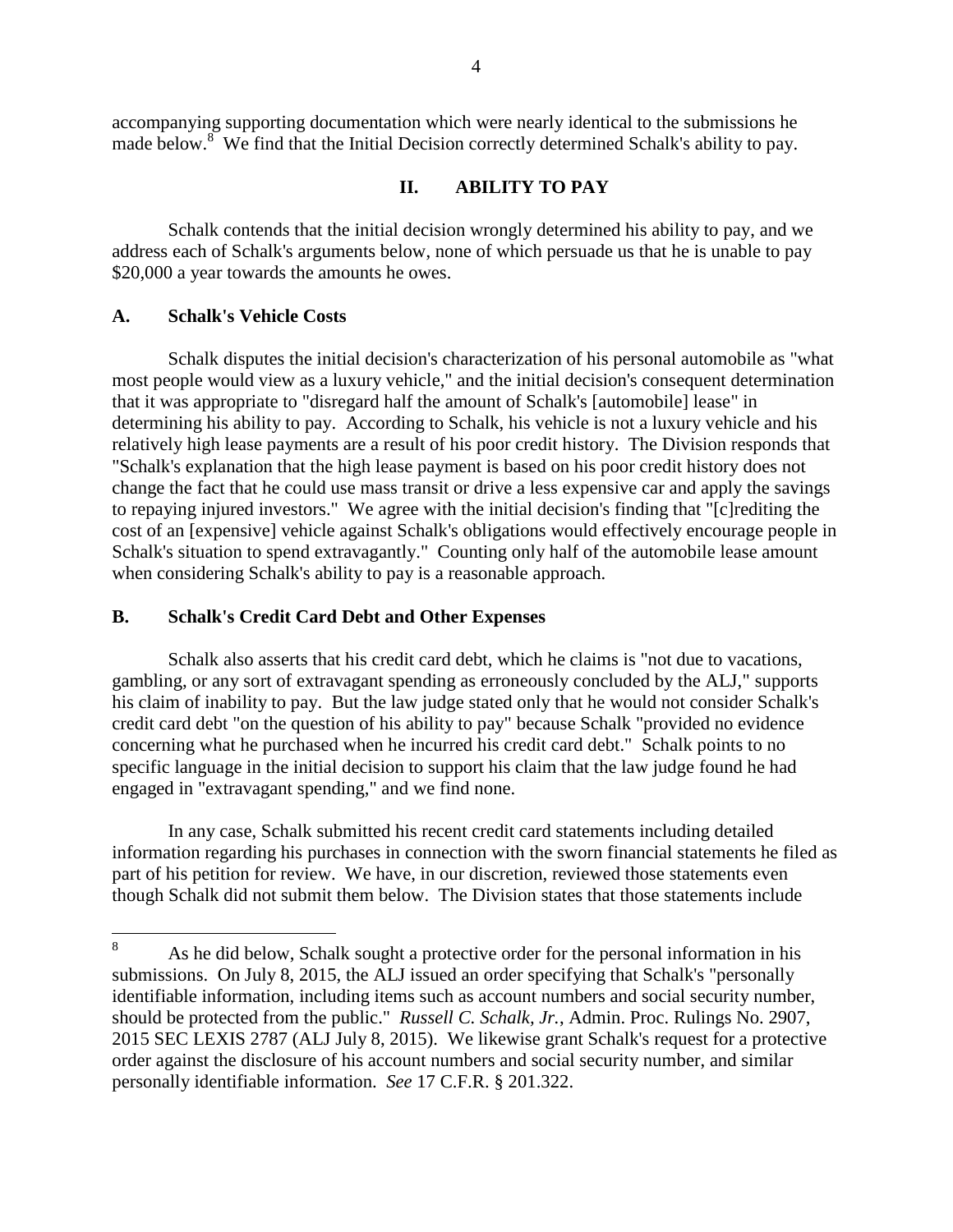accompanying supporting documentation which were nearly identical to the submissions he made below.[8] We find that the Initial Decision correctly determined Schalk's ability to pay.

## II. ABILITY TO PAY

Schalk contends that the initial decision wrongly determined his ability to pay, and we address each of Schalk's arguments below, none of which persuade us that he is unable to pay $20,000 a year towards the amounts he owes.

### A. Schalk's Vehicle Costs

Schalk disputes the initial decision's characterization of his personal automobile as "what most people would view as a luxury vehicle," and the initial decision's consequent determination that it was appropriate to "disregard half the amount of Schalk's [automobile] lease" in determining his ability to pay. According to Schalk, his vehicle is not a luxury vehicle and his relatively high lease payments are a result of his poor credit history. The Division responds that "Schalk's explanation that the high lease payment is based on his poor credit history does not change the fact that he could use mass transit or drive a less expensive car and apply the savings to repaying injured investors." We agree with the initial decision's finding that "[c]rediting the cost of an [expensive] vehicle against Schalk's obligations would effectively encourage people in Schalk's situation to spend extravagantly." Counting only half of the automobile lease amount when considering Schalk's ability to pay is a reasonable approach.

### B. Schalk's Credit Card Debt and Other Expenses

Schalk also asserts that his credit card debt, which he claims is "not due to vacations, gambling, or any sort of extravagant spending as erroneously concluded by the ALJ," supports his claim of inability to pay. But the law judge stated only that he would not consider Schalk's credit card debt "on the question of his ability to pay" because Schalk "provided no evidence concerning what he purchased when he incurred his credit card debt." Schalk points to no specific language in the initial decision to support his claim that the law judge found he had engaged in "extravagant spending," and we find none.

In any case, Schalk submitted his recent credit card statements including detailed information regarding his purchases in connection with the sworn financial statements he filed as part of his petition for review. We have, in our discretion, reviewed those statements even though Schalk did not submit them below. The Division states that those statements include

---

[8] As he did below, Schalk sought a protective order for the personal information in his submissions. On July 8, 2015, the ALJ issued an order specifying that Schalk's "personally identifiable information, including items such as account numbers and social security number, should be protected from the public." *Russell C. Schalk, Jr.*, Admin. Proc. Rulings No. 2907, 2015 SEC LEXIS 2787 (ALJ July 8, 2015). We likewise grant Schalk's request for a protective order against the disclosure of his account numbers and social security number, and similar personally identifiable information. *See* 17 C.F.R. § 201.322.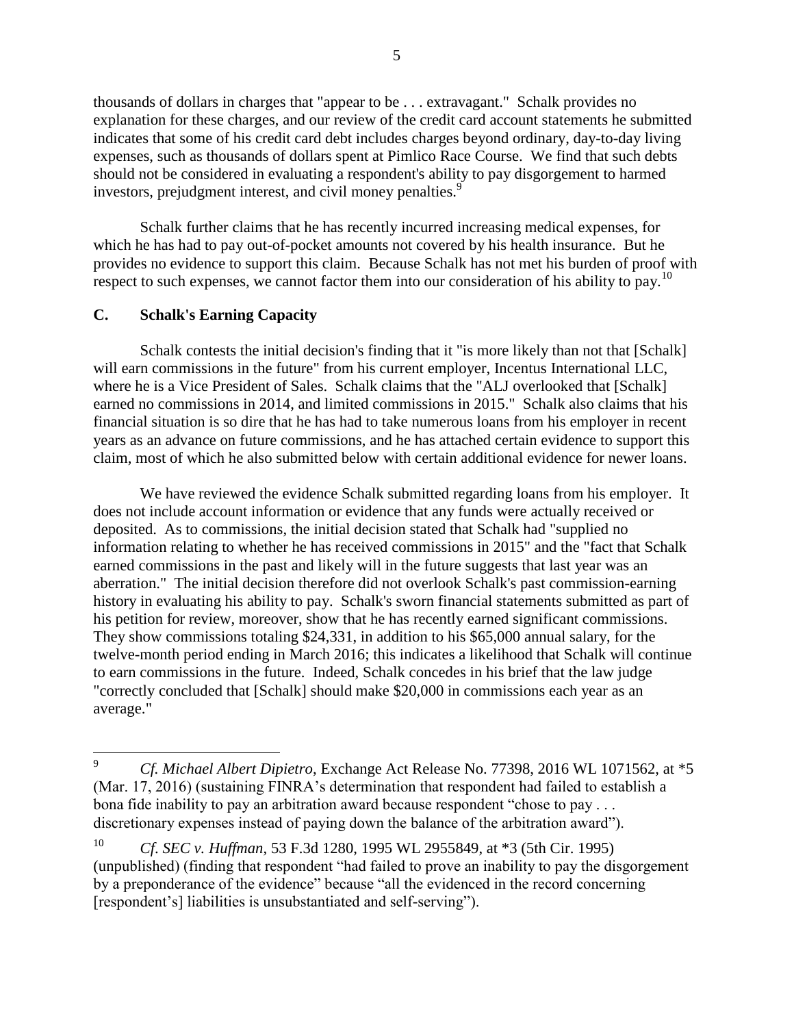thousands of dollars in charges that "appear to be . . . extravagant." Schalk provides no explanation for these charges, and our review of the credit card account statements he submitted indicates that some of his credit card debt includes charges beyond ordinary, day-to-day living expenses, such as thousands of dollars spent at Pimlico Race Course. We find that such debts should not be considered in evaluating a respondent's ability to pay disgorgement to harmed investors, prejudgment interest, and civil money penalties.[9]

Schalk further claims that he has recently incurred increasing medical expenses, for which he has had to pay out-of-pocket amounts not covered by his health insurance. But he provides no evidence to support this claim. Because Schalk has not met his burden of proof with respect to such expenses, we cannot factor them into our consideration of his ability to pay.[10]

### C. Schalk's Earning Capacity

Schalk contests the initial decision's finding that it "is more likely than not that [Schalk] will earn commissions in the future" from his current employer, Incentus International LLC, where he is a Vice President of Sales. Schalk claims that the "ALJ overlooked that [Schalk] earned no commissions in 2014, and limited commissions in 2015." Schalk also claims that his financial situation is so dire that he has had to take numerous loans from his employer in recent years as an advance on future commissions, and he has attached certain evidence to support this claim, most of which he also submitted below with certain additional evidence for newer loans.

We have reviewed the evidence Schalk submitted regarding loans from his employer. It does not include account information or evidence that any funds were actually received or deposited. As to commissions, the initial decision stated that Schalk had "supplied no information relating to whether he has received commissions in 2015" and the "fact that Schalk earned commissions in the past and likely will in the future suggests that last year was an aberration." The initial decision therefore did not overlook Schalk's past commission-earning history in evaluating his ability to pay. Schalk's sworn financial statements submitted as part of his petition for review, moreover, show that he has recently earned significant commissions. They show commissions totaling $24,331, in addition to his $65,000 annual salary, for the twelve-month period ending in March 2016; this indicates a likelihood that Schalk will continue to earn commissions in the future. Indeed, Schalk concedes in his brief that the law judge "correctly concluded that [Schalk] should make $20,000 in commissions each year as an average."

---

[9] *Cf. Michael Albert Dipietro*, Exchange Act Release No. 77398, 2016 WL 1071562, at *5 (Mar. 17, 2016) (sustaining FINRA's determination that respondent had failed to establish a bona fide inability to pay an arbitration award because respondent "chose to pay . . . discretionary expenses instead of paying down the balance of the arbitration award").

[10] *Cf. SEC v. Huffman*, 53 F.3d 1280, 1995 WL 2955849, at *3 (5th Cir. 1995) (unpublished) (finding that respondent "had failed to prove an inability to pay the disgorgement by a preponderance of the evidence" because "all the evidenced in the record concerning [respondent's] liabilities is unsubstantiated and self-serving").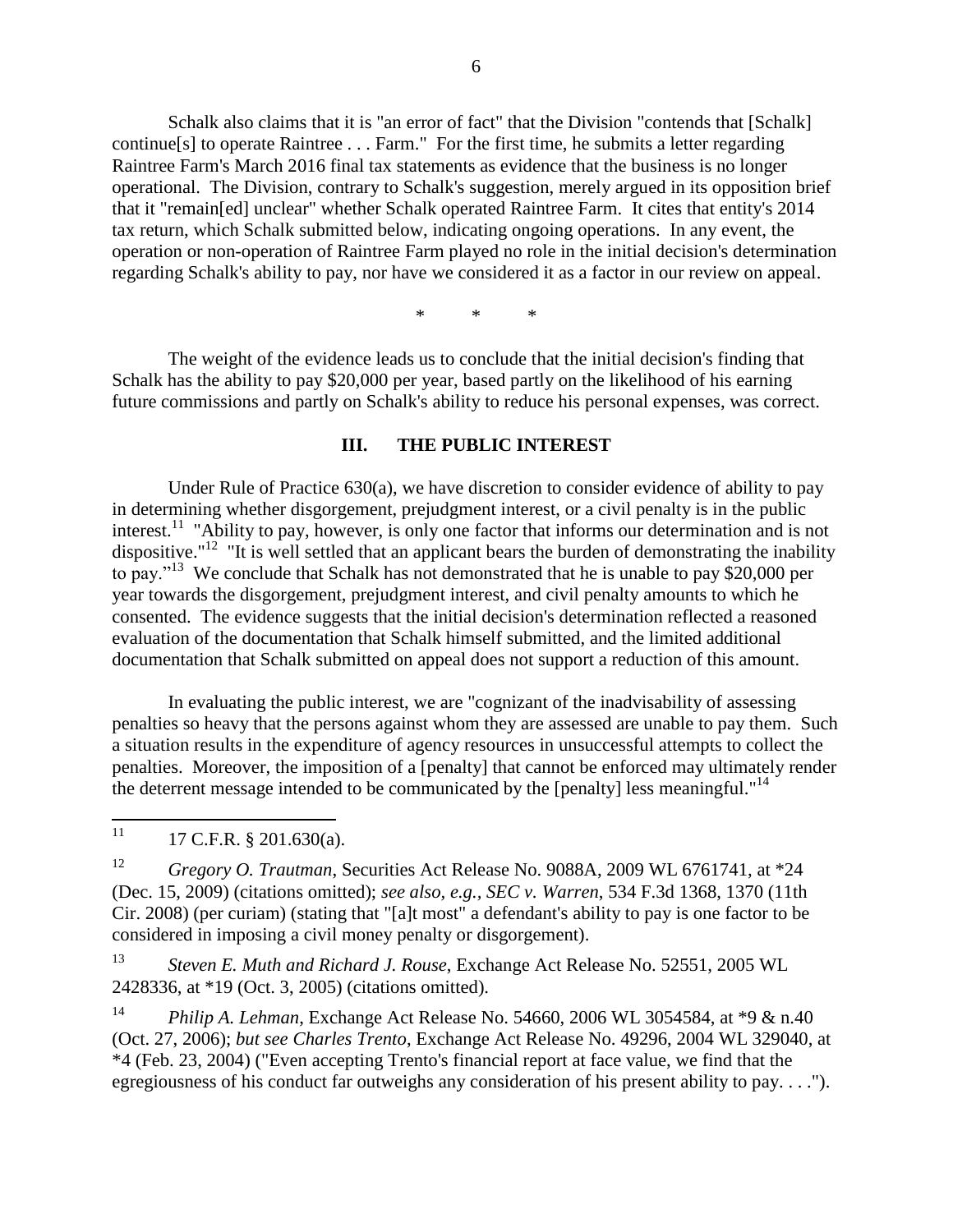Schalk also claims that it is "an error of fact" that the Division "contends that [Schalk] continue[s] to operate Raintree . . . Farm." For the first time, he submits a letter regarding Raintree Farm's March 2016 final tax statements as evidence that the business is no longer operational. The Division, contrary to Schalk's suggestion, merely argued in its opposition brief that it "remain[ed] unclear" whether Schalk operated Raintree Farm. It cites that entity's 2014 tax return, which Schalk submitted below, indicating ongoing operations. In any event, the operation or non-operation of Raintree Farm played no role in the initial decision's determination regarding Schalk's ability to pay, nor have we considered it as a factor in our review on appeal.

\* \* \*

The weight of the evidence leads us to conclude that the initial decision's finding that Schalk has the ability to pay $20,000 per year, based partly on the likelihood of his earning future commissions and partly on Schalk's ability to reduce his personal expenses, was correct.

## III. THE PUBLIC INTEREST

Under Rule of Practice 630(a), we have discretion to consider evidence of ability to pay in determining whether disgorgement, prejudgment interest, or a civil penalty is in the public interest.[11] "Ability to pay, however, is only one factor that informs our determination and is not dispositive."[12] "It is well settled that an applicant bears the burden of demonstrating the inability to pay."[13] We conclude that Schalk has not demonstrated that he is unable to pay $20,000 per year towards the disgorgement, prejudgment interest, and civil penalty amounts to which he consented. The evidence suggests that the initial decision's determination reflected a reasoned evaluation of the documentation that Schalk himself submitted, and the limited additional documentation that Schalk submitted on appeal does not support a reduction of this amount.

In evaluating the public interest, we are "cognizant of the inadvisability of assessing penalties so heavy that the persons against whom they are assessed are unable to pay them. Such a situation results in the expenditure of agency resources in unsuccessful attempts to collect the penalties. Moreover, the imposition of a [penalty] that cannot be enforced may ultimately render the deterrent message intended to be communicated by the [penalty] less meaningful."[14]

---

[11] 17 C.F.R. § 201.630(a).

[12] *Gregory O. Trautman*, Securities Act Release No. 9088A, 2009 WL 6761741, at *24 (Dec. 15, 2009) (citations omitted); *see also, e.g., SEC v. Warren*, 534 F.3d 1368, 1370 (11th Cir. 2008) (per curiam) (stating that "[a]t most" a defendant's ability to pay is one factor to be considered in imposing a civil money penalty or disgorgement).

[13] *Steven E. Muth and Richard J. Rouse*, Exchange Act Release No. 52551, 2005 WL 2428336, at *19 (Oct. 3, 2005) (citations omitted).

[14] *Philip A. Lehman*, Exchange Act Release No. 54660, 2006 WL 3054584, at *9 & n.40 (Oct. 27, 2006); *but see Charles Trento*, Exchange Act Release No. 49296, 2004 WL 329040, at *4 (Feb. 23, 2004) ("Even accepting Trento's financial report at face value, we find that the egregiousness of his conduct far outweighs any consideration of his present ability to pay. . . .").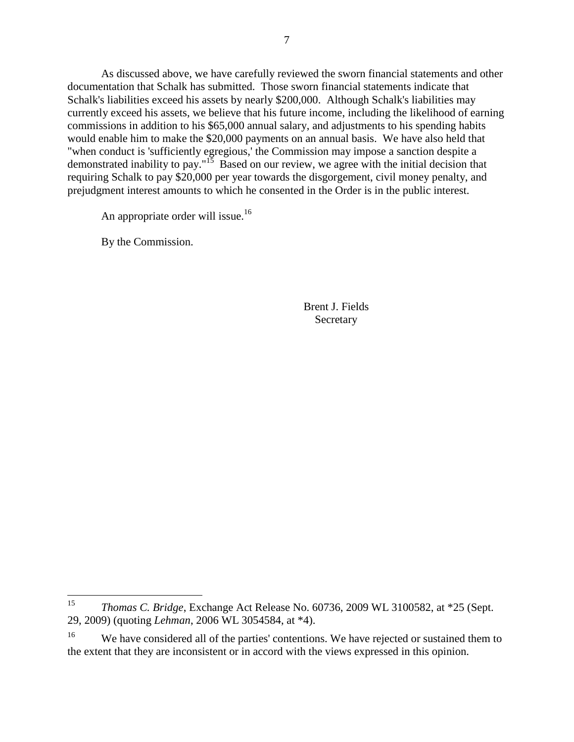As discussed above, we have carefully reviewed the sworn financial statements and other documentation that Schalk has submitted. Those sworn financial statements indicate that Schalk's liabilities exceed his assets by nearly $200,000. Although Schalk's liabilities may currently exceed his assets, we believe that his future income, including the likelihood of earning commissions in addition to his $65,000 annual salary, and adjustments to his spending habits would enable him to make the $20,000 payments on an annual basis. We have also held that "when conduct is 'sufficiently egregious,' the Commission may impose a sanction despite a demonstrated inability to pay."[15] Based on our review, we agree with the initial decision that requiring Schalk to pay $20,000 per year towards the disgorgement, civil money penalty, and prejudgment interest amounts to which he consented in the Order is in the public interest.

An appropriate order will issue.[16]

By the Commission.

Brent J. Fields
Secretary

---

[15] *Thomas C. Bridge*, Exchange Act Release No. 60736, 2009 WL 3100582, at *25 (Sept. 29, 2009) (quoting *Lehman*, 2006 WL 3054584, at *4).

[16] We have considered all of the parties' contentions. We have rejected or sustained them to the extent that they are inconsistent or in accord with the views expressed in this opinion.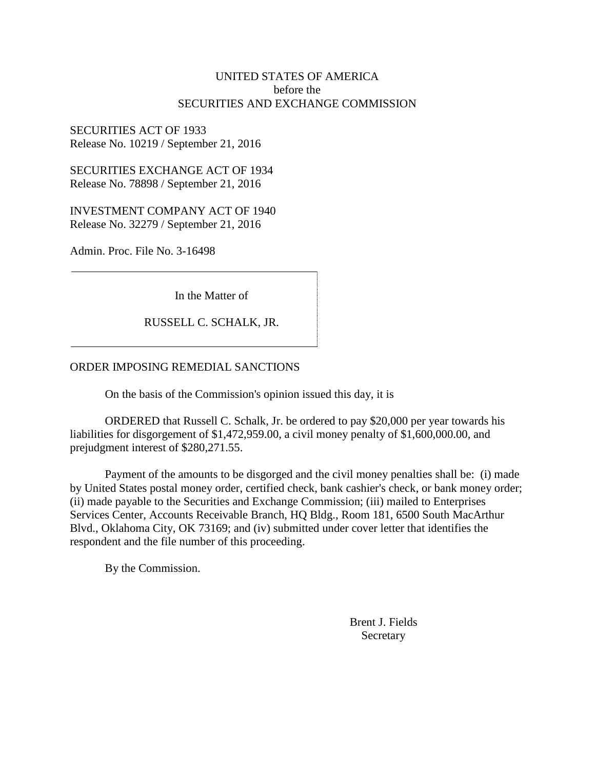UNITED STATES OF AMERICA
before the
SECURITIES AND EXCHANGE COMMISSION

SECURITIES ACT OF 1933
Release No. 10219 / September 21, 2016

SECURITIES EXCHANGE ACT OF 1934
Release No. 78898 / September 21, 2016

INVESTMENT COMPANY ACT OF 1940
Release No. 32279 / September 21, 2016

Admin. Proc. File No. 3-16498

In the Matter of

RUSSELL C. SCHALK, JR.

ORDER IMPOSING REMEDIAL SANCTIONS

On the basis of the Commission's opinion issued this day, it is

ORDERED that Russell C. Schalk, Jr. be ordered to pay $20,000 per year towards his liabilities for disgorgement of $1,472,959.00, a civil money penalty of $1,600,000.00, and prejudgment interest of $280,271.55.

Payment of the amounts to be disgorged and the civil money penalties shall be: (i) made by United States postal money order, certified check, bank cashier's check, or bank money order; (ii) made payable to the Securities and Exchange Commission; (iii) mailed to Enterprises Services Center, Accounts Receivable Branch, HQ Bldg., Room 181, 6500 South MacArthur Blvd., Oklahoma City, OK 73169; and (iv) submitted under cover letter that identifies the respondent and the file number of this proceeding.

By the Commission.

Brent J. Fields
Secretary